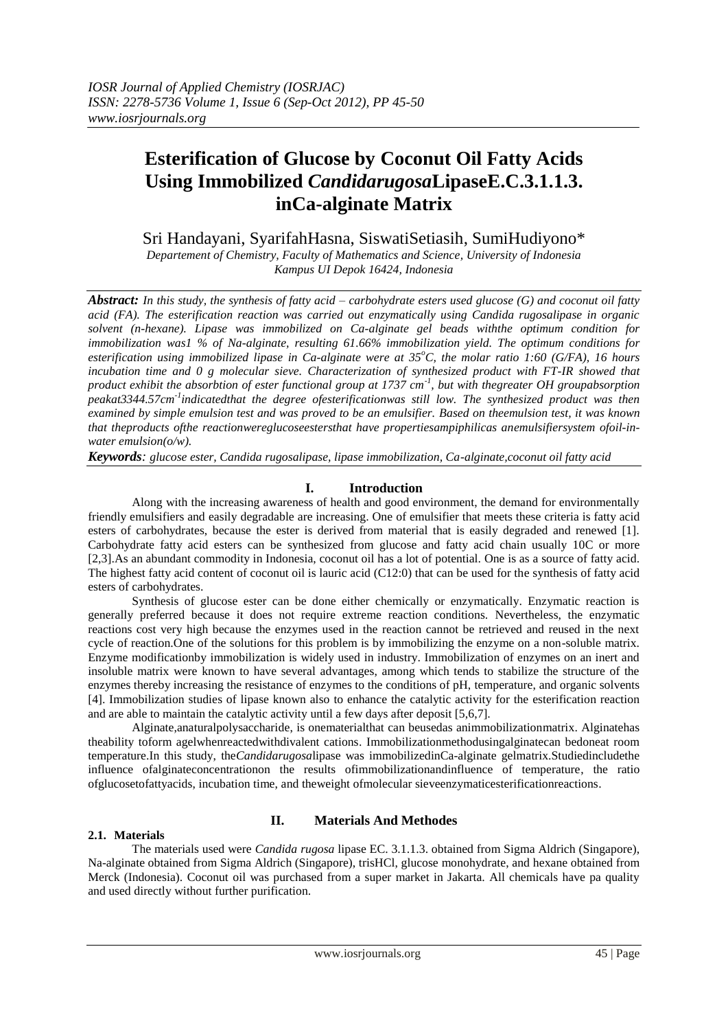# Esterification of Glucose by Coconut Oil Fatty Acids Using Immobilized *Candidarugosa*LipaseE.C.3.1.1.3. inCa-alginate Matrix

Sri Handayani, SyarifahHasna, SiswatiSetiasih, SumiHudiyono*

*Departement of Chemistry, Faculty of Mathematics and Science, University of Indonesia Kampus UI Depok 16424, Indonesia*

***Abstract:*** *In this study, the synthesis of fatty acid – carbohydrate esters used glucose (G) and coconut oil fatty acid (FA). The esterification reaction was carried out enzymatically using Candida rugosalipase in organic solvent (n-hexane). Lipase was immobilized on Ca-alginate gel beads withthe optimum condition for immobilization was1 % of Na-alginate, resulting 61.66% immobilization yield. The optimum conditions for esterification using immobilized lipase in Ca-alginate were at 35°C, the molar ratio 1:60 (G/FA), 16 hours incubation time and 0 g molecular sieve. Characterization of synthesized product with FT-IR showed that product exhibit the absorbtion of ester functional group at 1737 cm$^{-1}$, but with thegreater OH groupabsorption peakat3344.57cm$^{-1}$indicatedthat the degree ofesterificationwas still low. The synthesized product was then examined by simple emulsion test and was proved to be an emulsifier. Based on theemulsion test, it was known that theproducts ofthe reactionwereglucoseestersthat have propertiesampiphilicas anemulsifiersystem ofoil-in-water emulsion(o/w).*

***Keywords****: glucose ester, Candida rugosalipase, lipase immobilization, Ca-alginate,coconut oil fatty acid*

## I. Introduction

Along with the increasing awareness of health and good environment, the demand for environmentally friendly emulsifiers and easily degradable are increasing. One of emulsifier that meets these criteria is fatty acid esters of carbohydrates, because the ester is derived from material that is easily degraded and renewed [1]. Carbohydrate fatty acid esters can be synthesized from glucose and fatty acid chain usually 10C or more [2,3].As an abundant commodity in Indonesia, coconut oil has a lot of potential. One is as a source of fatty acid. The highest fatty acid content of coconut oil is lauric acid (C12:0) that can be used for the synthesis of fatty acid esters of carbohydrates.

Synthesis of glucose ester can be done either chemically or enzymatically. Enzymatic reaction is generally preferred because it does not require extreme reaction conditions. Nevertheless, the enzymatic reactions cost very high because the enzymes used in the reaction cannot be retrieved and reused in the next cycle of reaction.One of the solutions for this problem is by immobilizing the enzyme on a non-soluble matrix. Enzyme modificationby immobilization is widely used in industry. Immobilization of enzymes on an inert and insoluble matrix were known to have several advantages, among which tends to stabilize the structure of the enzymes thereby increasing the resistance of enzymes to the conditions of pH, temperature, and organic solvents [4]. Immobilization studies of lipase known also to enhance the catalytic activity for the esterification reaction and are able to maintain the catalytic activity until a few days after deposit [5,6,7].

Alginate,anaturalpolysaccharide, is onematerialthat can beusedas animmobilizationmatrix. Alginatehas theability toform agelwhenreactedwithdivalent cations. Immobilizationmethodusingalginatecan bedoneat room temperature.In this study, the*Candidarugosa*lipase was immobilizedinCa-alginate gelmatrix.Studiedincludethe influence ofalginateconcentrationon the results ofimmobilizationandinfluence of temperature, the ratio ofglucosetofattyacids, incubation time, and theweight ofmolecular sieveenzymaticesterificationreactions.

## II. Materials And Methodes

### 2.1. Materials

The materials used were *Candida rugosa* lipase EC. 3.1.1.3. obtained from Sigma Aldrich (Singapore), Na-alginate obtained from Sigma Aldrich (Singapore), trisHCl, glucose monohydrate, and hexane obtained from Merck (Indonesia). Coconut oil was purchased from a super market in Jakarta. All chemicals have pa quality and used directly without further purification.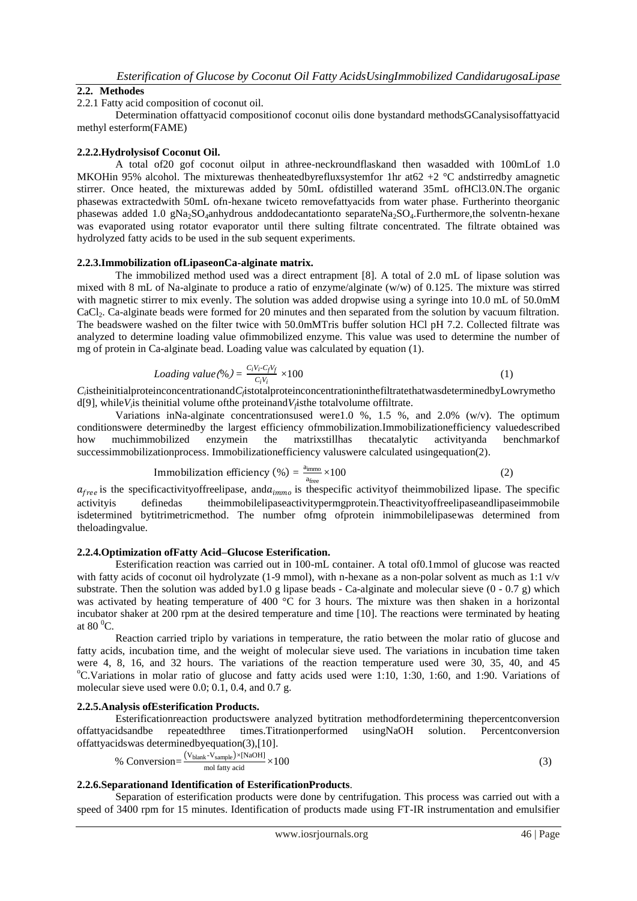## 2.2. Methodes

2.2.1 Fatty acid composition of coconut oil.

Determination offattyacid compositionof coconut oilis done bystandard methodsGCanalysisoffattyacid methyl esterform(FAME)

### 2.2.2.Hydrolysisof Coconut Oil.

A total of20 gof coconut oilput in athree-neckroundflaskand then wasadded with 100mLof 1.0 MKOHin 95% alcohol. The mixturewas thenheatedbyrefluxsystemfor 1hr at62 +2 °C andstirredby amagnetic stirrer. Once heated, the mixturewas added by 50mL ofdistilled waterand 35mL ofHCl3.0N.The organic phasewas extractedwith 50mL ofn-hexane twiceto removefattyacids from water phase. Furtherinto theorganic phasewas added 1.0 g$Na_2SO_4$anhydrous anddodecantationto separate$Na_2SO_4$.Furthermore,the solventn-hexane was evaporated using rotator evaporator until there sulting filtrate concentrated. The filtrate obtained was hydrolyzed fatty acids to be used in the sub sequent experiments.

### 2.2.3.Immobilization ofLipaseonCa-alginate matrix.

The immobilized method used was a direct entrapment [8]. A total of 2.0 mL of lipase solution was mixed with 8 mL of Na-alginate to produce a ratio of enzyme/alginate (w/w) of 0.125. The mixture was stirred with magnetic stirrer to mix evenly. The solution was added dropwise using a syringe into 10.0 mL of 50.0mM $CaCl_2$. Ca-alginate beads were formed for 20 minutes and then separated from the solution by vacuum filtration. The beadswere washed on the filter twice with 50.0mMTris buffer solution HCl pH 7.2. Collected filtrate was analyzed to determine loading value ofimmobilized enzyme. This value was used to determine the number of mg of protein in Ca-alginate bead. Loading value was calculated by equation (1).

$$\text{Loading value}(\%) = \frac{C_iV_i - C_fV_f}{C_iV_i} \times 100 \quad (1)$$

$C_i$istheinitialproteinconcentrationand$C_f$istotalproteinconcentrationinthefiltratethatwasdeterminedbyLowrymethod[9], while$V_i$is theinitial volume ofthe proteinand$V_f$isthe totalvolume offiltrate.

Variations inNa-alginate concentrationsused were1.0 %, 1.5 %, and 2.0% (w/v). The optimum conditionswere determinedby the largest efficiency ofmmobilization.Immobilizationefficiency valuedescribed how muchimmobilized enzymein the matrixstillhas thecatalytic activityanda benchmarkof successimmobilizationprocess. Immobilizationefficiency valuswere calculated usingequation(2).

$$\text{Immobilization efficiency (\%)} = \frac{a_{immo}}{a_{free}} \times 100 \quad (2)$$

$a_{free}$ is the specificactivityoffreelipase, and$a_{immo}$ is thespecific activityof theimmobilized lipase. The specific activityis definedas theimmobilelipaseactivitypermgprotein.Theactivityoffreelipaseandlipaseimmobile isdetermined bytitrimetricmethod. The number ofmg ofprotein inimmobilelipasewas determined from theloadingvalue.

### 2.2.4.Optimization ofFatty Acid–Glucose Esterification.

Esterification reaction was carried out in 100-mL container. A total of0.1mmol of glucose was reacted with fatty acids of coconut oil hydrolyzate (1-9 mmol), with n-hexane as a non-polar solvent as much as 1:1 v/v substrate. Then the solution was added by1.0 g lipase beads - Ca-alginate and molecular sieve (0 - 0.7 g) which was activated by heating temperature of 400 °C for 3 hours. The mixture was then shaken in a horizontal incubator shaker at 200 rpm at the desired temperature and time [10]. The reactions were terminated by heating at 80 $^0$C.

Reaction carried triplo by variations in temperature, the ratio between the molar ratio of glucose and fatty acids, incubation time, and the weight of molecular sieve used. The variations in incubation time taken were 4, 8, 16, and 32 hours. The variations of the reaction temperature used were 30, 35, 40, and 45 $^o$C.Variations in molar ratio of glucose and fatty acids used were 1:10, 1:30, 1:60, and 1:90. Variations of molecular sieve used were 0.0; 0.1, 0.4, and 0.7 g.

### 2.2.5.Analysis ofEsterification Products.

Esterificationreaction productswere analyzed bytitration methodfordetermining thepercentconversion offattyacidsandbe repeatedthree times.Titrationperformed usingNaOH solution. Percentconversion offattyacidswas determinedbyequation(3),[10].

$$\% \text{ Conversion} = \frac{(V_{blank} - V_{sample}) \times [NaOH]}{\text{mol fatty acid}} \times 100 \quad (3)$$

### 2.2.6.Separationand Identification of EsterificationProducts.

Separation of esterification products were done by centrifugation. This process was carried out with a speed of 3400 rpm for 15 minutes. Identification of products made using FT-IR instrumentation and emulsifier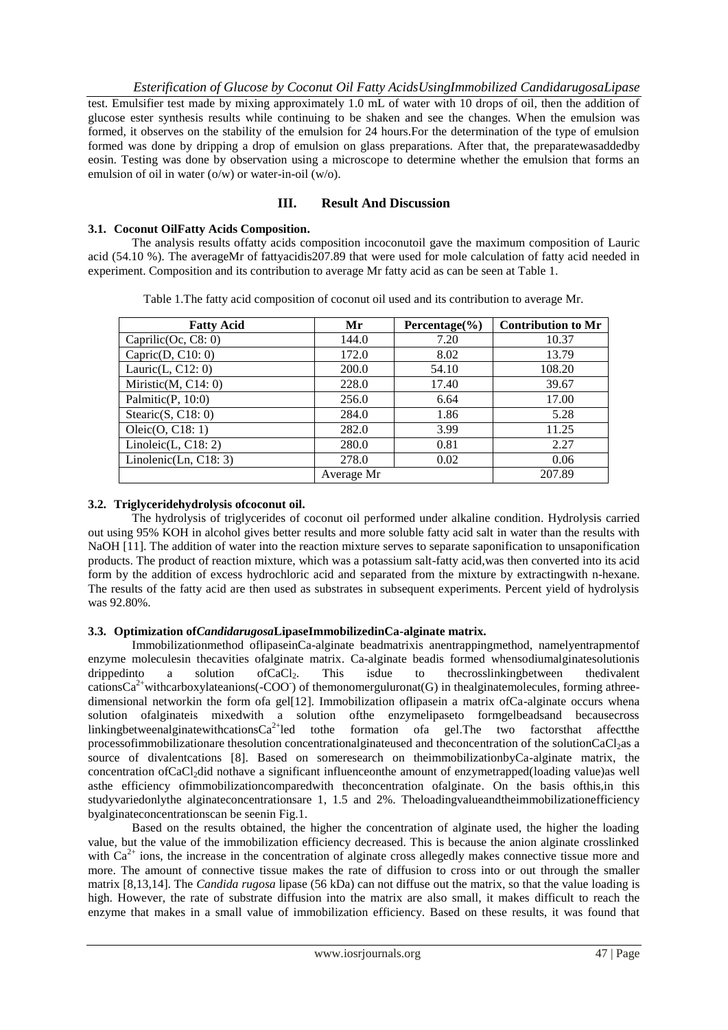test. Emulsifier test made by mixing approximately 1.0 mL of water with 10 drops of oil, then the addition of glucose ester synthesis results while continuing to be shaken and see the changes. When the emulsion was formed, it observes on the stability of the emulsion for 24 hours.For the determination of the type of emulsion formed was done by dripping a drop of emulsion on glass preparations. After that, the preparatewasaddedby eosin. Testing was done by observation using a microscope to determine whether the emulsion that forms an emulsion of oil in water (o/w) or water-in-oil (w/o).

## III. Result And Discussion

### 3.1. Coconut OilFatty Acids Composition.

The analysis results offatty acids composition incoconutoil gave the maximum composition of Lauric acid (54.10 %). The averageMr of fattyacidis207.89 that were used for mole calculation of fatty acid needed in experiment. Composition and its contribution to average Mr fatty acid as can be seen at Table 1.

Table 1.The fatty acid composition of coconut oil used and its contribution to average Mr.

| Fatty Acid | Mr | Percentage(%) | Contribution to Mr |
|---|---|---|---|
| Caprilic(Oc, C8: 0) | 144.0 | 7.20 | 10.37 |
| Capric(D, C10: 0) | 172.0 | 8.02 | 13.79 |
| Lauric(L, C12: 0) | 200.0 | 54.10 | 108.20 |
| Miristic(M, C14: 0) | 228.0 | 17.40 | 39.67 |
| Palmitic(P, 10:0) | 256.0 | 6.64 | 17.00 |
| Stearic(S, C18: 0) | 284.0 | 1.86 | 5.28 |
| Oleic(O, C18: 1) | 282.0 | 3.99 | 11.25 |
| Linoleic(L, C18: 2) | 280.0 | 0.81 | 2.27 |
| Linolenic(Ln, C18: 3) | 278.0 | 0.02 | 0.06 |
| | Average Mr | | 207.89 |

### 3.2. Triglyceridehydrolysis ofcoconut oil.

The hydrolysis of triglycerides of coconut oil performed under alkaline condition. Hydrolysis carried out using 95% KOH in alcohol gives better results and more soluble fatty acid salt in water than the results with NaOH [11]. The addition of water into the reaction mixture serves to separate saponification to unsaponification products. The product of reaction mixture, which was a potassium salt-fatty acid,was then converted into its acid form by the addition of excess hydrochloric acid and separated from the mixture by extractingwith n-hexane. The results of the fatty acid are then used as substrates in subsequent experiments. Percent yield of hydrolysis was 92.80%.

### 3.3. Optimization of*Candidarugosa*LipaseImmobilizedinCa-alginate matrix.

Immobilizationmethod oflipaseinCa-alginate beadmatrixis anentrappingmethod, namelyentrapmentof enzyme moleculesin thecavities ofalginate matrix. Ca-alginate beadis formed whensodiumalginatesolutionis drippedinto a solution of$CaCl_2$. This isdue to thecrosslinkingbetween thedivalent cations$Ca^{2+}$withcarboxylateanions(-$COO^-$) of themonomerguluronat(G) in thealginatemolecules, forming athree-dimensional networkin the form ofa gel[12]. Immobilization oflipasein a matrix ofCa-alginate occurs whena solution ofalginateis mixedwith a solution ofthe enzymelipaseto formgelbeadsand becausecross linkingbetweenalginatewithcations$Ca^{2+}$led tothe formation ofa gel.The two factorsthat affectthe processofimmobilizationare thesolution concentrationalginateused and theconcentration of the solution$CaCl_2$as a source of divalentcations [8]. Based on someresearch on theimmobilizationbyCa-alginate matrix, the concentration of$CaCl_2$did nothave a significant influenceonthe amount of enzymetrapped(loading value)as well asthe efficiency ofimmobilizationcomparedwith theconcentration ofalginate. On the basis ofthis,in this studyvariedonlythe alginateconcentrationsare 1, 1.5 and 2%. Theloadingvalueandtheimmobilizationefficiency byalginateconcentrationscan be seenin Fig.1.

Based on the results obtained, the higher the concentration of alginate used, the higher the loading value, but the value of the immobilization efficiency decreased. This is because the anion alginate crosslinked with $Ca^{2+}$ ions, the increase in the concentration of alginate cross allegedly makes connective tissue more and more. The amount of connective tissue makes the rate of diffusion to cross into or out through the smaller matrix [8,13,14]. The *Candida rugosa* lipase (56 kDa) can not diffuse out the matrix, so that the value loading is high. However, the rate of substrate diffusion into the matrix are also small, it makes difficult to reach the enzyme that makes in a small value of immobilization efficiency. Based on these results, it was found that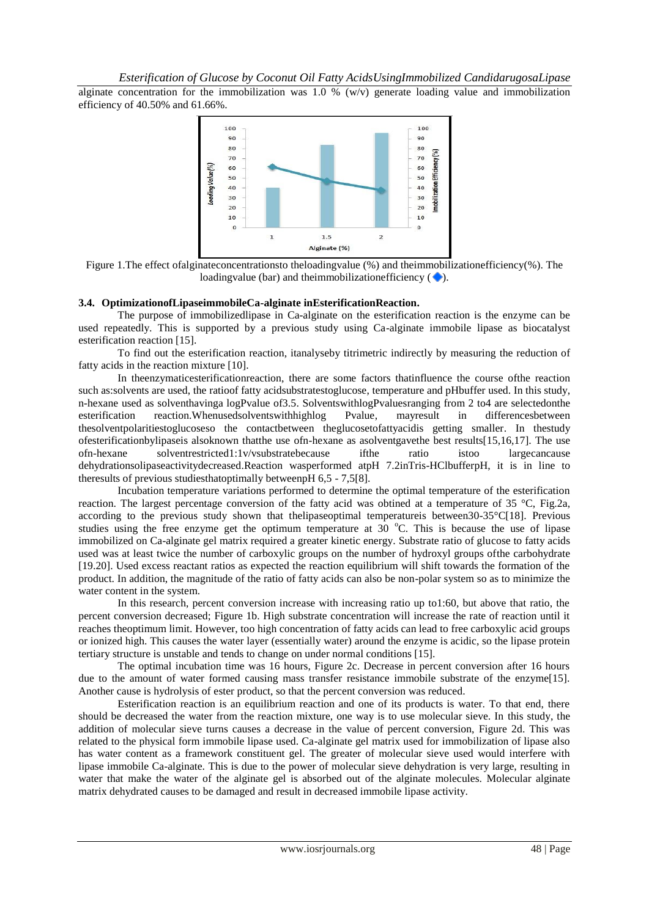alginate concentration for the immobilization was 1.0 % (w/v) generate loading value and immobilization efficiency of 40.50% and 61.66%.

Figure 1.The effect ofalginateconcentrationsto theloadingvalue (%) and theimmobilizationefficiency(%). The loadingvalue (bar) and theimmobilizationefficiency (◆).

### 3.4. OptimizationofLipaseimmobileCa-alginate inEsterificationReaction.

The purpose of immobilizedlipase in Ca-alginate on the esterification reaction is the enzyme can be used repeatedly. This is supported by a previous study using Ca-alginate immobile lipase as biocatalyst esterification reaction [15].

To find out the esterification reaction, itanalyseby titrimetric indirectly by measuring the reduction of fatty acids in the reaction mixture [10].

In theenzymaticesterificationreaction, there are some factors thatinfluence the course ofthe reaction such as:solvents are used, the ratioof fatty acidsubstratestoglucose, temperature and pHbuffer used. In this study, n-hexane used as solventhavinga logPvalue of3.5. SolventswithlogPvaluesranging from 2 to4 are selectedonthe esterification reaction.Whenusedsolventswithhighlog Pvalue, mayresult in differencesbetween thesolventpolaritiestoglucoseso the contactbetween theglucosetofattyacidis getting smaller. In thestudy ofesterificationbylipaseis alsoknown thatthe use ofn-hexane as asolventgavethe best results[15,16,17]. The use ofn-hexane solventrestricted1:1v/vsubstratebecause ifthe ratio istoo largecancause dehydrationsolipaseactivitydecreased.Reaction wasperformed atpH 7.2inTris-HClbufferpH, it is in line to theresults of previous studiesthatoptimally betweenpH 6,5 - 7,5[8].

Incubation temperature variations performed to determine the optimal temperature of the esterification reaction. The largest percentage conversion of the fatty acid was obtined at a temperature of 35 °C, Fig.2a, according to the previous study shown that thelipaseoptimal temperatureis between30-35°C[18]. Previous studies using the free enzyme get the optimum temperature at 30 °C. This is because the use of lipase immobilized on Ca-alginate gel matrix required a greater kinetic energy. Substrate ratio of glucose to fatty acids used was at least twice the number of carboxylic groups on the number of hydroxyl groups ofthe carbohydrate [19.20]. Used excess reactant ratios as expected the reaction equilibrium will shift towards the formation of the product. In addition, the magnitude of the ratio of fatty acids can also be non-polar system so as to minimize the water content in the system.

In this research, percent conversion increase with increasing ratio up to1:60, but above that ratio, the percent conversion decreased; Figure 1b. High substrate concentration will increase the rate of reaction until it reaches theoptimum limit. However, too high concentration of fatty acids can lead to free carboxylic acid groups or ionized high. This causes the water layer (essentially water) around the enzyme is acidic, so the lipase protein tertiary structure is unstable and tends to change on under normal conditions [15].

The optimal incubation time was 16 hours, Figure 2c. Decrease in percent conversion after 16 hours due to the amount of water formed causing mass transfer resistance immobile substrate of the enzyme[15]. Another cause is hydrolysis of ester product, so that the percent conversion was reduced.

Esterification reaction is an equilibrium reaction and one of its products is water. To that end, there should be decreased the water from the reaction mixture, one way is to use molecular sieve. In this study, the addition of molecular sieve turns causes a decrease in the value of percent conversion, Figure 2d. This was related to the physical form immobile lipase used. Ca-alginate gel matrix used for immobilization of lipase also has water content as a framework constituent gel. The greater of molecular sieve used would interfere with lipase immobile Ca-alginate. This is due to the power of molecular sieve dehydration is very large, resulting in water that make the water of the alginate gel is absorbed out of the alginate molecules. Molecular alginate matrix dehydrated causes to be damaged and result in decreased immobile lipase activity.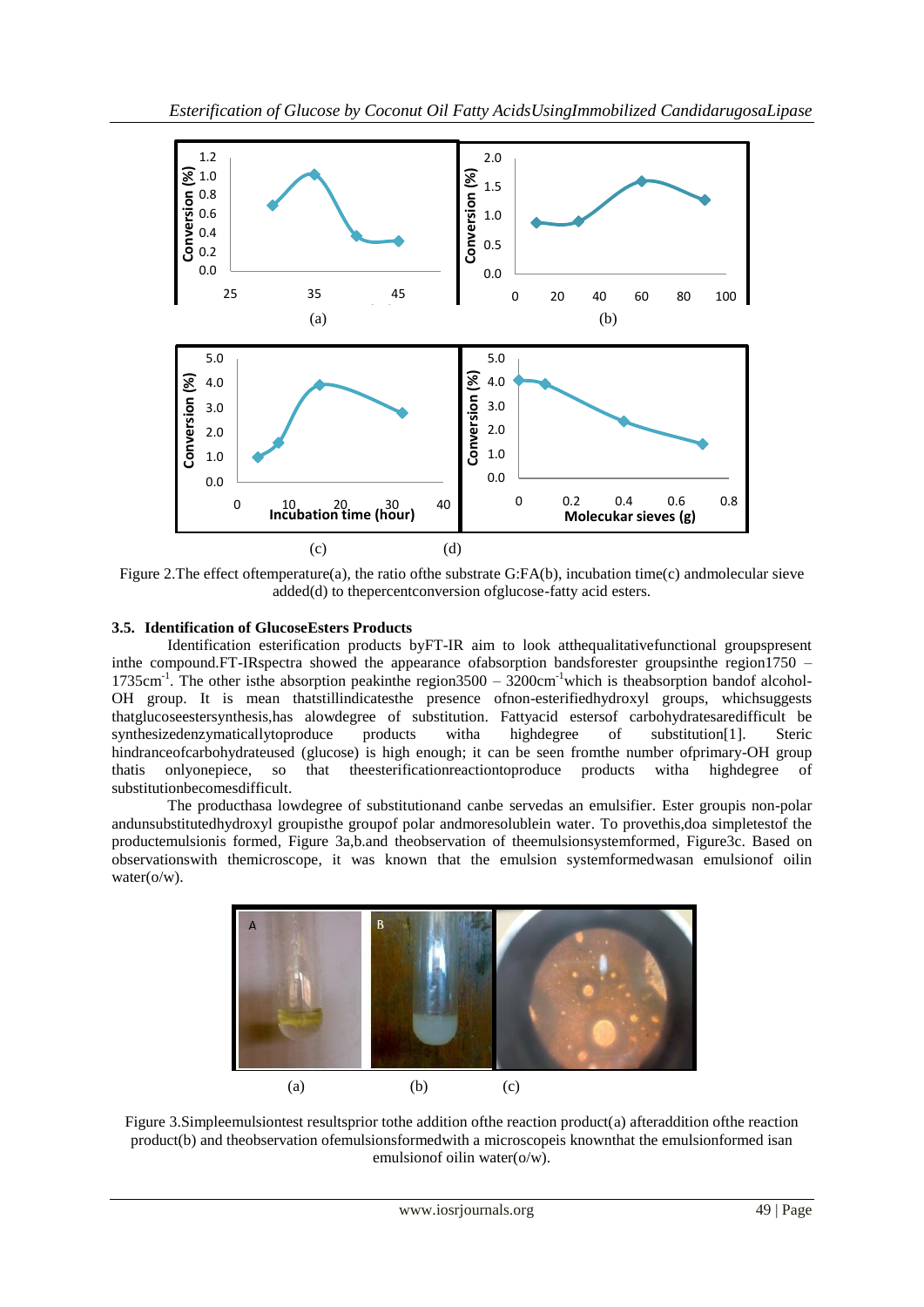Figure 2.The effect oftemperature(a), the ratio ofthe substrate G:FA(b), incubation time(c) andmolecular sieve added(d) to thepercentconversion ofglucose-fatty acid esters.

### 3.5. Identification of GlucoseEsters Products

Identification esterification products byFT-IR aim to look atthequalitativefunctional groupspresent inthe compound.FT-IRspectra showed the appearance ofabsorption bandsforester groupsinthe region1750 – 1735cm$^{-1}$. The other isthe absorption peakinthe region3500 – 3200cm$^{-1}$which is theabsorption bandof alcohol-OH group. It is mean thatstillindicatesthe presence ofnon-esterifiedhydroxyl groups, whichsuggests thatglucoseestersynthesis,has alowdegree of substitution. Fattyacid estersof carbohydratesaredifficult be synthesizedenzymaticallytoproduce products witha highdegree of substitution[1]. Steric hindranceofcarbohydrateused (glucose) is high enough; it can be seen fromthe number ofprimary-OH group thatis onlyonepiece, so that theesterificationreactiontoproduce products witha highdegree of substitutionbecomesdifficult.

The producthasa lowdegree of substitutionand canbe servedas an emulsifier. Ester groupis non-polar andunsubstitutedhydroxyl groupisthe groupof polar andmoresolublein water. To provethis,doa simpletestof the productemulsionis formed, Figure 3a,b.and theobservation of theemulsionsystemformed, Figure3c. Based on observationswith themicroscope, it was known that the emulsion systemformedwasan emulsionof oilin water(o/w).

Figure 3.Simpleemulsiontest resultsprior tothe addition ofthe reaction product(a) afteraddition ofthe reaction product(b) and theobservation ofemulsionsformedwith a microscopeis knownthat the emulsionformed isan emulsionof oilin water(o/w).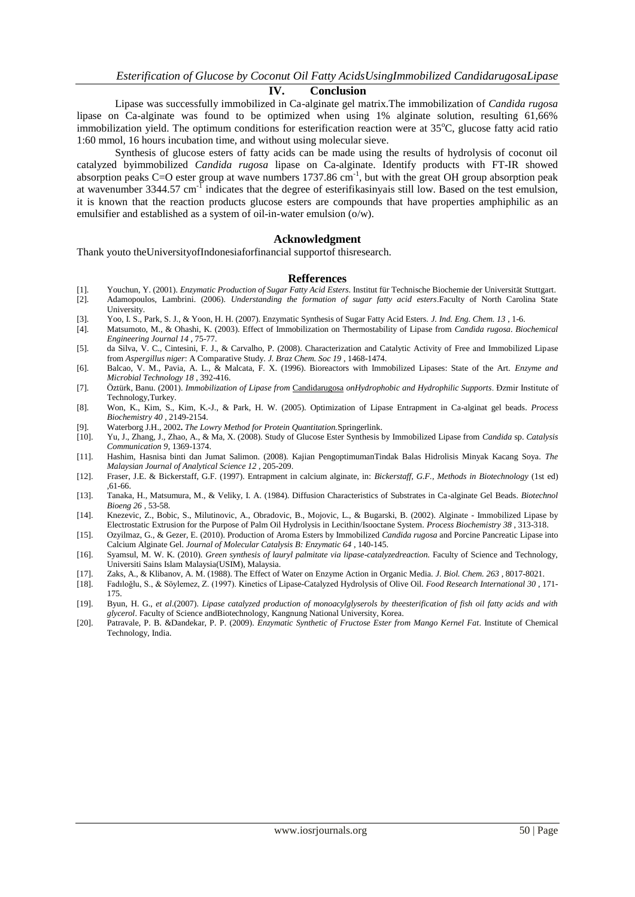## IV. Conclusion

Lipase was successfully immobilized in Ca-alginate gel matrix.The immobilization of *Candida rugosa* lipase on Ca-alginate was found to be optimized when using 1% alginate solution, resulting 61,66% immobilization yield. The optimum conditions for esterification reaction were at 35$^{o}$C, glucose fatty acid ratio 1:60 mmol, 16 hours incubation time, and without using molecular sieve.

Synthesis of glucose esters of fatty acids can be made using the results of hydrolysis of coconut oil catalyzed byimmobilized *Candida rugosa* lipase on Ca-alginate. Identify products with FT-IR showed absorption peaks C=O ester group at wave numbers 1737.86 cm$^{-1}$, but with the great OH group absorption peak at wavenumber 3344.57 cm$^{-1}$ indicates that the degree of esterifikasinyais still low. Based on the test emulsion, it is known that the reaction products glucose esters are compounds that have properties amphiphilic as an emulsifier and established as a system of oil-in-water emulsion (o/w).

## Acknowledgment

Thank youto theUniversityofIndonesiaforfinancial supportof thisresearch.

## Refferences

[1]. Youchun, Y. (2001). *Enzymatic Production of Sugar Fatty Acid Esters*. Institut für Technische Biochemie der Universität Stuttgart.

[2]. Adamopoulos, Lambrini. (2006). *Understanding the formation of sugar fatty acid esters*.Faculty of North Carolina State University.

[3]. Yoo, I. S., Park, S. J., & Yoon, H. H. (2007). Enzymatic Synthesis of Sugar Fatty Acid Esters. *J. Ind. Eng. Chem. 13* , 1-6.

[4]. Matsumoto, M., & Ohashi, K. (2003). Effect of Immobilization on Thermostability of Lipase from *Candida rugosa*. *Biochemical Engineering Journal 14* , 75-77.

[5]. da Silva, V. C., Cintesini, F. J., & Carvalho, P. (2008). Characterization and Catalytic Activity of Free and Immobilized Lipase from *Aspergillus niger*: A Comparative Study. *J. Braz Chem. Soc 19* , 1468-1474.

[6]. Balcao, V. M., Pavia, A. L., & Malcata, F. X. (1996). Bioreactors with Immobilized Lipases: State of the Art. *Enzyme and Microbial Technology 18* , 392-416.

[7]. Öztürk, Banu. (2001). *Immobilization of Lipase from* Candidarugosa *onHydrophobic and Hydrophilic Supports*. Đzmir Institute of Technology,Turkey.

[8]. Won, K., Kim, S., Kim, K.-J., & Park, H. W. (2005). Optimization of Lipase Entrapment in Ca-alginat gel beads. *Process Biochemistry 40* , 2149-2154.

[9]. Waterborg J.H., 2002**.** *The Lowry Method for Protein Quantitation.*Springerlink.

[10]. Yu, J., Zhang, J., Zhao, A., & Ma, X. (2008). Study of Glucose Ester Synthesis by Immobilized Lipase from *Candida* sp. *Catalysis Communication 9*, 1369-1374.

[11]. Hashim, Hasnisa binti dan Jumat Salimon. (2008). Kajian PengoptimumanTindak Balas Hidrolisis Minyak Kacang Soya. *The Malaysian Journal of Analytical Science 12* , 205-209.

[12]. Fraser, J.E. & Bickerstaff, G.F. (1997). Entrapment in calcium alginate, in: *Bickerstaff, G.F., Methods in Biotechnology* (1st ed) ,61-66.

[13]. Tanaka, H., Matsumura, M., & Veliky, I. A. (1984). Diffusion Characteristics of Substrates in Ca-alginate Gel Beads. *Biotechnol Bioeng 26* , 53-58.

[14]. Knezevic, Z., Bobic, S., Milutinovic, A., Obradovic, B., Mojovic, L., & Bugarski, B. (2002). Alginate - Immobilized Lipase by Electrostatic Extrusion for the Purpose of Palm Oil Hydrolysis in Lecithin/Isooctane System. *Process Biochemistry 38* , 313-318.

[15]. Ozyilmaz, G., & Gezer, E. (2010). Production of Aroma Esters by Immobilized *Candida rugosa* and Porcine Pancreatic Lipase into Calcium Alginate Gel. *Journal of Molecular Catalysis B: Enzymatic 64* , 140-145.

[16]. Syamsul, M. W. K. (2010). *Green synthesis of lauryl palmitate via lipase-catalyzedreaction.* Faculty of Science and Technology, Universiti Sains Islam Malaysia(USIM), Malaysia.

[17]. Zaks, A., & Klibanov, A. M. (1988). The Effect of Water on Enzyme Action in Organic Media. *J. Biol. Chem. 263* , 8017-8021.

[18]. Fadıloğlu, S., & Söylemez, Z. (1997). Kinetics of Lipase-Catalyzed Hydrolysis of Olive Oil. *Food Research International 30* , 171-175.

[19]. Byun, H. G., *et al*.(2007). *Lipase catalyzed production of monoacylglyserols by theesterification of fish oil fatty acids and with glycerol*. Faculty of Science andBiotechnology, Kangnung National University, Korea.

[20]. Patravale, P. B. &Dandekar, P. P. (2009). *Enzymatic Synthetic of Fructose Ester from Mango Kernel Fat*. Institute of Chemical Technology, India.